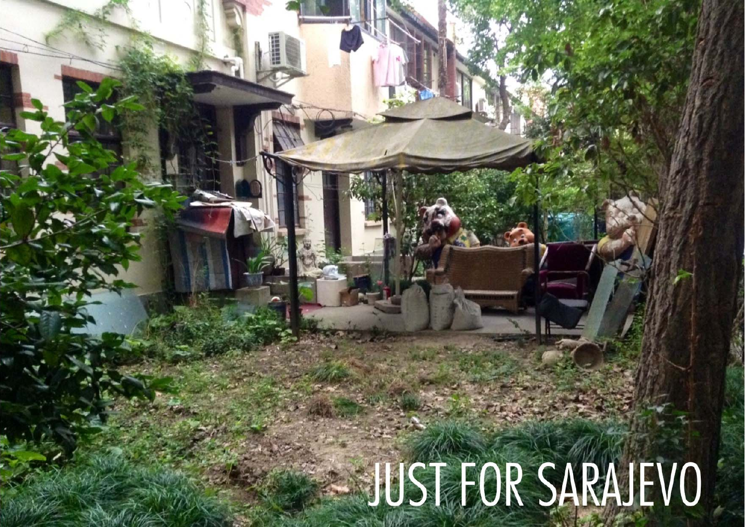JUST FOR SARAJEVO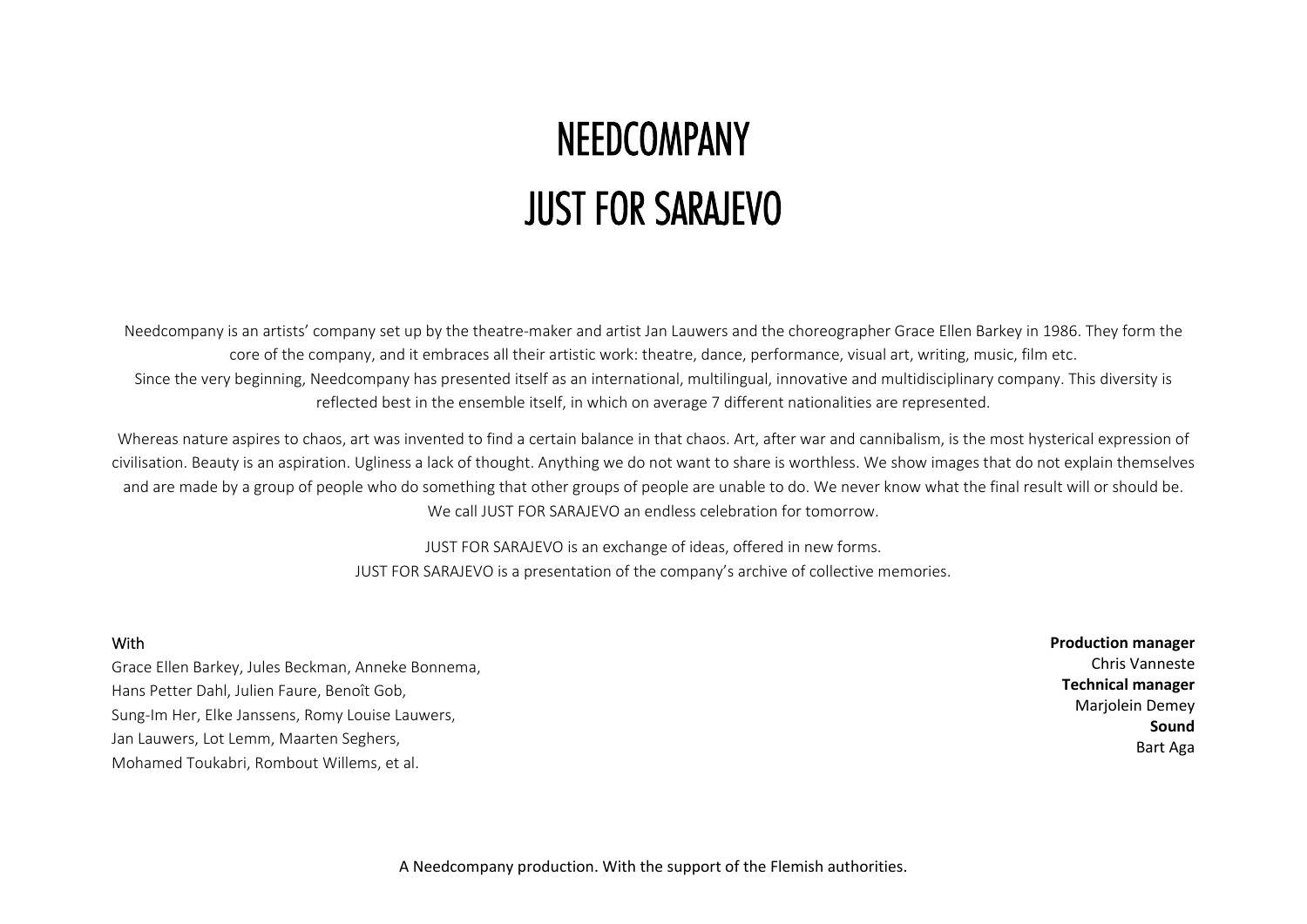# NEEDCOMPANY

# JUST FOR SARAJEVO

Needcompany is an artists' company set up by the theatre-maker and artist Jan Lauwers and the choreographer Grace Ellen Barkey in 1986. They form the core of the company, and it embraces all their artistic work: theatre, dance, performance, visual art, writing, music, film etc.
Since the very beginning, Needcompany has presented itself as an international, multilingual, innovative and multidisciplinary company. This diversity is reflected best in the ensemble itself, in which on average 7 different nationalities are represented.

Whereas nature aspires to chaos, art was invented to find a certain balance in that chaos. Art, after war and cannibalism, is the most hysterical expression of civilisation. Beauty is an aspiration. Ugliness a lack of thought. Anything we do not want to share is worthless. We show images that do not explain themselves and are made by a group of people who do something that other groups of people are unable to do. We never know what the final result will or should be.
We call JUST FOR SARAJEVO an endless celebration for tomorrow.

JUST FOR SARAJEVO is an exchange of ideas, offered in new forms.
JUST FOR SARAJEVO is a presentation of the company's archive of collective memories.

With
Grace Ellen Barkey, Jules Beckman, Anneke Bonnema,
Hans Petter Dahl, Julien Faure, Benoît Gob,
Sung-Im Her, Elke Janssens, Romy Louise Lauwers,
Jan Lauwers, Lot Lemm, Maarten Seghers,
Mohamed Toukabri, Rombout Willems, et al.

**Production manager**
Chris Vanneste
**Technical manager**
Marjolein Demey
**Sound**
Bart Aga

A Needcompany production. With the support of the Flemish authorities.